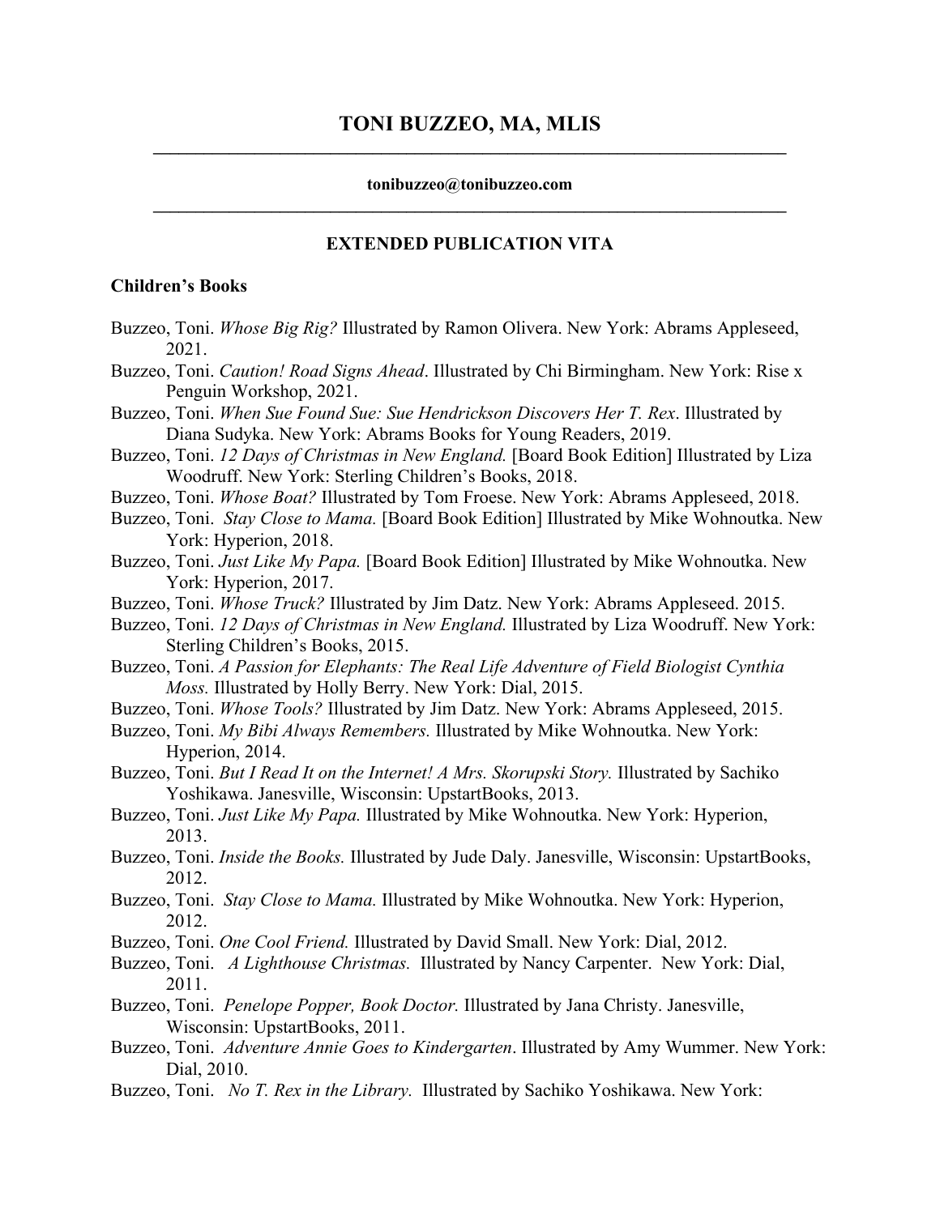# TONI BUZZEO, MA, MLIS

**tonibuzzeo@tonibuzzeo.com**

## EXTENDED PUBLICATION VITA

### Children's Books

Buzzeo, Toni. *Whose Big Rig?* Illustrated by Ramon Olivera. New York: Abrams Appleseed, 2021.

Buzzeo, Toni. *Caution! Road Signs Ahead*. Illustrated by Chi Birmingham. New York: Rise x Penguin Workshop, 2021.

Buzzeo, Toni. *When Sue Found Sue: Sue Hendrickson Discovers Her T. Rex*. Illustrated by Diana Sudyka. New York: Abrams Books for Young Readers, 2019.

Buzzeo, Toni. *12 Days of Christmas in New England.* [Board Book Edition] Illustrated by Liza Woodruff. New York: Sterling Children's Books, 2018.

Buzzeo, Toni. *Whose Boat?* Illustrated by Tom Froese. New York: Abrams Appleseed, 2018.

Buzzeo, Toni. *Stay Close to Mama.* [Board Book Edition] Illustrated by Mike Wohnoutka. New York: Hyperion, 2018.

Buzzeo, Toni. *Just Like My Papa.* [Board Book Edition] Illustrated by Mike Wohnoutka. New York: Hyperion, 2017.

Buzzeo, Toni. *Whose Truck?* Illustrated by Jim Datz. New York: Abrams Appleseed. 2015.

Buzzeo, Toni. *12 Days of Christmas in New England.* Illustrated by Liza Woodruff. New York: Sterling Children's Books, 2015.

Buzzeo, Toni. *A Passion for Elephants: The Real Life Adventure of Field Biologist Cynthia Moss.* Illustrated by Holly Berry. New York: Dial, 2015.

Buzzeo, Toni. *Whose Tools?* Illustrated by Jim Datz. New York: Abrams Appleseed, 2015.

Buzzeo, Toni. *My Bibi Always Remembers.* Illustrated by Mike Wohnoutka. New York: Hyperion, 2014.

Buzzeo, Toni. *But I Read It on the Internet! A Mrs. Skorupski Story.* Illustrated by Sachiko Yoshikawa. Janesville, Wisconsin: UpstartBooks, 2013.

Buzzeo, Toni. *Just Like My Papa.* Illustrated by Mike Wohnoutka. New York: Hyperion, 2013.

Buzzeo, Toni. *Inside the Books.* Illustrated by Jude Daly. Janesville, Wisconsin: UpstartBooks, 2012.

Buzzeo, Toni. *Stay Close to Mama.* Illustrated by Mike Wohnoutka. New York: Hyperion, 2012.

Buzzeo, Toni. *One Cool Friend.* Illustrated by David Small. New York: Dial, 2012.

Buzzeo, Toni. *A Lighthouse Christmas.* Illustrated by Nancy Carpenter. New York: Dial, 2011.

Buzzeo, Toni. *Penelope Popper, Book Doctor.* Illustrated by Jana Christy. Janesville, Wisconsin: UpstartBooks, 2011.

Buzzeo, Toni. *Adventure Annie Goes to Kindergarten*. Illustrated by Amy Wummer. New York: Dial, 2010.

Buzzeo, Toni. *No T. Rex in the Library.* Illustrated by Sachiko Yoshikawa. New York: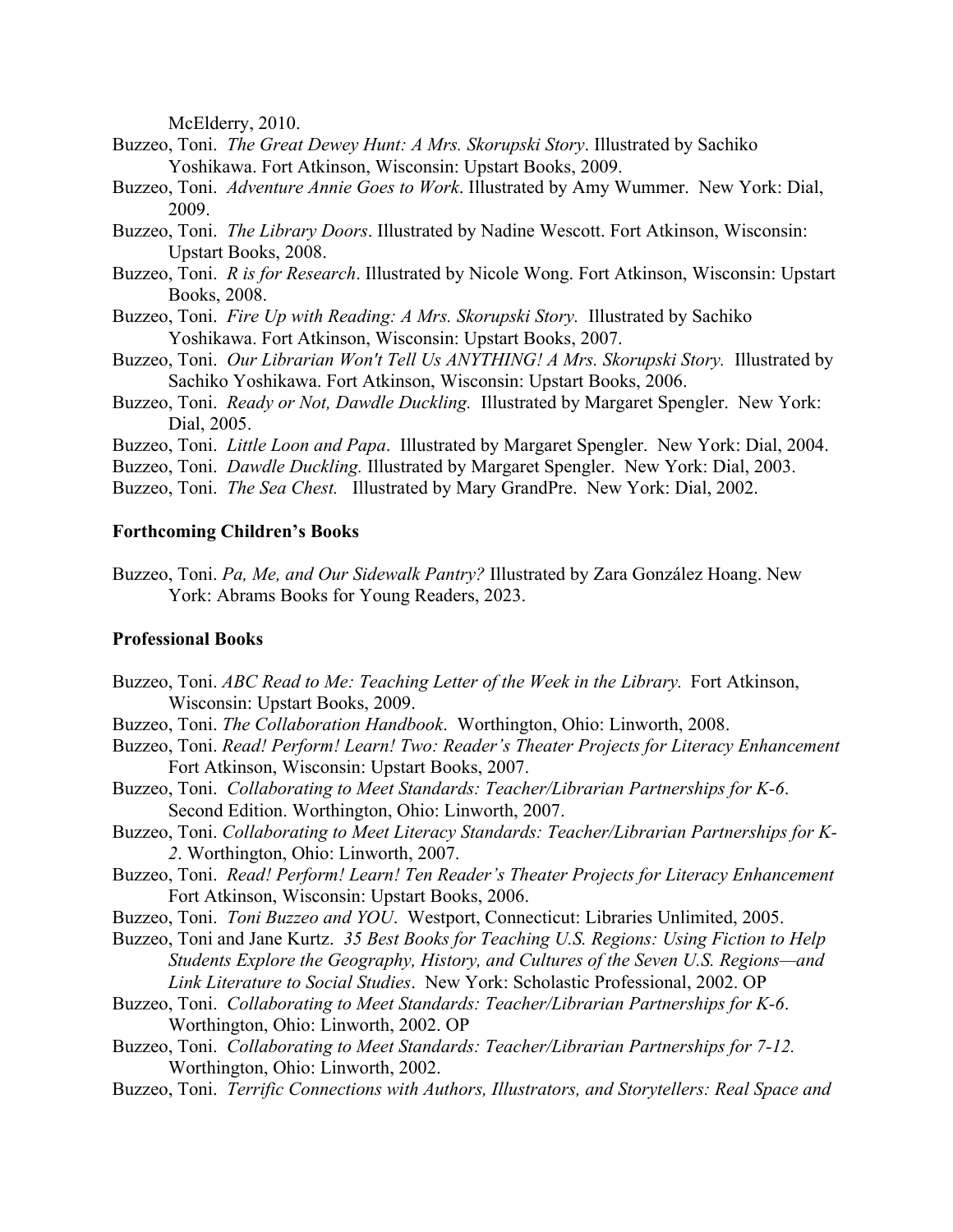McElderry, 2010.

Buzzeo, Toni. *The Great Dewey Hunt: A Mrs. Skorupski Story*. Illustrated by Sachiko Yoshikawa. Fort Atkinson, Wisconsin: Upstart Books, 2009.

Buzzeo, Toni. *Adventure Annie Goes to Work*. Illustrated by Amy Wummer. New York: Dial, 2009.

Buzzeo, Toni. *The Library Doors*. Illustrated by Nadine Wescott. Fort Atkinson, Wisconsin: Upstart Books, 2008.

Buzzeo, Toni. *R is for Research*. Illustrated by Nicole Wong. Fort Atkinson, Wisconsin: Upstart Books, 2008.

Buzzeo, Toni. *Fire Up with Reading: A Mrs. Skorupski Story.* Illustrated by Sachiko Yoshikawa. Fort Atkinson, Wisconsin: Upstart Books, 2007.

Buzzeo, Toni. *Our Librarian Won't Tell Us ANYTHING! A Mrs. Skorupski Story.* Illustrated by Sachiko Yoshikawa. Fort Atkinson, Wisconsin: Upstart Books, 2006.

Buzzeo, Toni. *Ready or Not, Dawdle Duckling.* Illustrated by Margaret Spengler. New York: Dial, 2005.

Buzzeo, Toni. *Little Loon and Papa*. Illustrated by Margaret Spengler. New York: Dial, 2004.

Buzzeo, Toni. *Dawdle Duckling.* Illustrated by Margaret Spengler. New York: Dial, 2003.

Buzzeo, Toni. *The Sea Chest.* Illustrated by Mary GrandPre. New York: Dial, 2002.

**Forthcoming Children's Books**

Buzzeo, Toni. *Pa, Me, and Our Sidewalk Pantry?* Illustrated by Zara González Hoang. New York: Abrams Books for Young Readers, 2023.

**Professional Books**

Buzzeo, Toni. *ABC Read to Me: Teaching Letter of the Week in the Library.* Fort Atkinson, Wisconsin: Upstart Books, 2009.

Buzzeo, Toni. *The Collaboration Handbook*. Worthington, Ohio: Linworth, 2008.

Buzzeo, Toni. *Read! Perform! Learn! Two: Reader's Theater Projects for Literacy Enhancement* Fort Atkinson, Wisconsin: Upstart Books, 2007.

Buzzeo, Toni. *Collaborating to Meet Standards: Teacher/Librarian Partnerships for K-6*. Second Edition. Worthington, Ohio: Linworth, 2007.

Buzzeo, Toni. *Collaborating to Meet Literacy Standards: Teacher/Librarian Partnerships for K-2*. Worthington, Ohio: Linworth, 2007.

Buzzeo, Toni. *Read! Perform! Learn! Ten Reader's Theater Projects for Literacy Enhancement* Fort Atkinson, Wisconsin: Upstart Books, 2006.

Buzzeo, Toni. *Toni Buzzeo and YOU*. Westport, Connecticut: Libraries Unlimited, 2005.

Buzzeo, Toni and Jane Kurtz. *35 Best Books for Teaching U.S. Regions: Using Fiction to Help Students Explore the Geography, History, and Cultures of the Seven U.S. Regions—and Link Literature to Social Studies*. New York: Scholastic Professional, 2002. OP

Buzzeo, Toni. *Collaborating to Meet Standards: Teacher/Librarian Partnerships for K-6*. Worthington, Ohio: Linworth, 2002. OP

Buzzeo, Toni. *Collaborating to Meet Standards: Teacher/Librarian Partnerships for 7-12.* Worthington, Ohio: Linworth, 2002.

Buzzeo, Toni. *Terrific Connections with Authors, Illustrators, and Storytellers: Real Space and*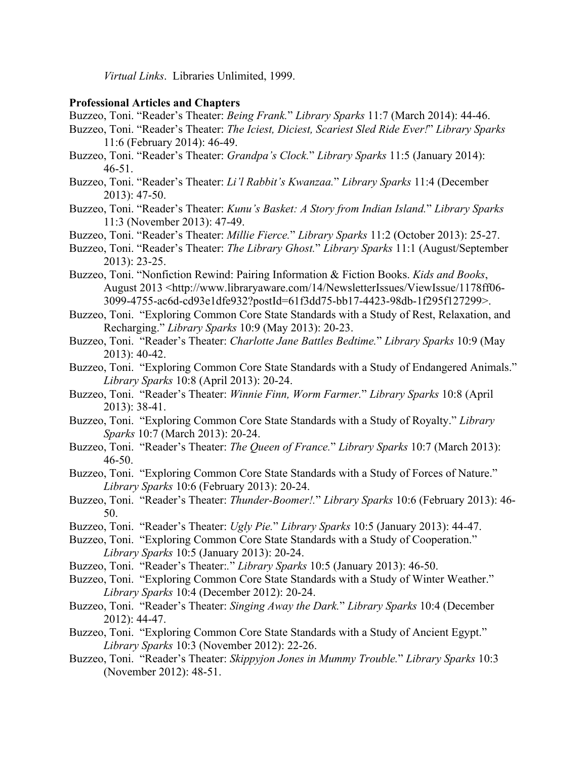*Virtual Links*. Libraries Unlimited, 1999.

**Professional Articles and Chapters**

Buzzeo, Toni. "Reader's Theater: *Being Frank.*" *Library Sparks* 11:7 (March 2014): 44-46.

Buzzeo, Toni. "Reader's Theater: *The Iciest, Diciest, Scariest Sled Ride Ever!*" *Library Sparks* 11:6 (February 2014): 46-49.

Buzzeo, Toni. "Reader's Theater: *Grandpa's Clock.*" *Library Sparks* 11:5 (January 2014): 46-51.

Buzzeo, Toni. "Reader's Theater: *Li'l Rabbit's Kwanzaa.*" *Library Sparks* 11:4 (December 2013): 47-50.

Buzzeo, Toni. "Reader's Theater: *Kunu's Basket: A Story from Indian Island.*" *Library Sparks* 11:3 (November 2013): 47-49.

Buzzeo, Toni. "Reader's Theater: *Millie Fierce.*" *Library Sparks* 11:2 (October 2013): 25-27.

Buzzeo, Toni. "Reader's Theater: *The Library Ghost.*" *Library Sparks* 11:1 (August/September 2013): 23-25.

Buzzeo, Toni. "Nonfiction Rewind: Pairing Information & Fiction Books. *Kids and Books*, August 2013 <http://www.libraryaware.com/14/NewsletterIssues/ViewIssue/1178ff06-3099-4755-ac6d-cd93e1dfe932?postId=61f3dd75-bb17-4423-98db-1f295f127299>.

Buzzeo, Toni. "Exploring Common Core State Standards with a Study of Rest, Relaxation, and Recharging." *Library Sparks* 10:9 (May 2013): 20-23.

Buzzeo, Toni. "Reader's Theater: *Charlotte Jane Battles Bedtime.*" *Library Sparks* 10:9 (May 2013): 40-42.

Buzzeo, Toni. "Exploring Common Core State Standards with a Study of Endangered Animals." *Library Sparks* 10:8 (April 2013): 20-24.

Buzzeo, Toni. "Reader's Theater: *Winnie Finn, Worm Farmer.*" *Library Sparks* 10:8 (April 2013): 38-41.

Buzzeo, Toni. "Exploring Common Core State Standards with a Study of Royalty." *Library Sparks* 10:7 (March 2013): 20-24.

Buzzeo, Toni. "Reader's Theater: *The Queen of France.*" *Library Sparks* 10:7 (March 2013): 46-50.

Buzzeo, Toni. "Exploring Common Core State Standards with a Study of Forces of Nature." *Library Sparks* 10:6 (February 2013): 20-24.

Buzzeo, Toni. "Reader's Theater: *Thunder-Boomer!.*" *Library Sparks* 10:6 (February 2013): 46-50.

Buzzeo, Toni. "Reader's Theater: *Ugly Pie.*" *Library Sparks* 10:5 (January 2013): 44-47.

Buzzeo, Toni. "Exploring Common Core State Standards with a Study of Cooperation." *Library Sparks* 10:5 (January 2013): 20-24.

Buzzeo, Toni. "Reader's Theater:." *Library Sparks* 10:5 (January 2013): 46-50.

Buzzeo, Toni. "Exploring Common Core State Standards with a Study of Winter Weather." *Library Sparks* 10:4 (December 2012): 20-24.

Buzzeo, Toni. "Reader's Theater: *Singing Away the Dark.*" *Library Sparks* 10:4 (December 2012): 44-47.

Buzzeo, Toni. "Exploring Common Core State Standards with a Study of Ancient Egypt." *Library Sparks* 10:3 (November 2012): 22-26.

Buzzeo, Toni. "Reader's Theater: *Skippyjon Jones in Mummy Trouble.*" *Library Sparks* 10:3 (November 2012): 48-51.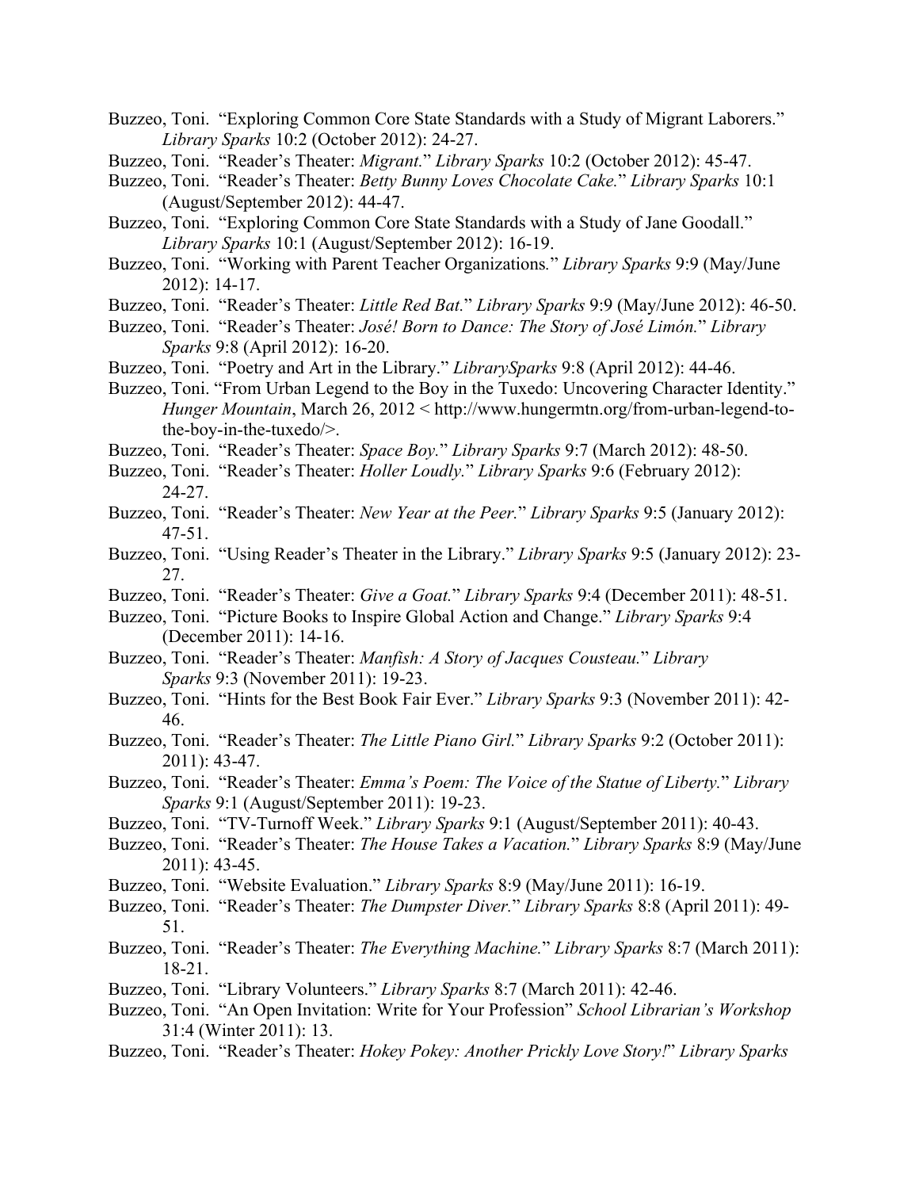Buzzeo, Toni. "Exploring Common Core State Standards with a Study of Migrant Laborers." *Library Sparks* 10:2 (October 2012): 24-27.

Buzzeo, Toni. "Reader's Theater: *Migrant.*" *Library Sparks* 10:2 (October 2012): 45-47.

Buzzeo, Toni. "Reader's Theater: *Betty Bunny Loves Chocolate Cake.*" *Library Sparks* 10:1 (August/September 2012): 44-47.

Buzzeo, Toni. "Exploring Common Core State Standards with a Study of Jane Goodall." *Library Sparks* 10:1 (August/September 2012): 16-19.

Buzzeo, Toni. "Working with Parent Teacher Organizations." *Library Sparks* 9:9 (May/June 2012): 14-17.

Buzzeo, Toni. "Reader's Theater: *Little Red Bat.*" *Library Sparks* 9:9 (May/June 2012): 46-50.

Buzzeo, Toni. "Reader's Theater: *José! Born to Dance: The Story of José Limón.*" *Library Sparks* 9:8 (April 2012): 16-20.

Buzzeo, Toni. "Poetry and Art in the Library." *LibrarySparks* 9:8 (April 2012): 44-46.

Buzzeo, Toni. "From Urban Legend to the Boy in the Tuxedo: Uncovering Character Identity." *Hunger Mountain*, March 26, 2012 < http://www.hungermtn.org/from-urban-legend-to-the-boy-in-the-tuxedo/>.

Buzzeo, Toni. "Reader's Theater: *Space Boy.*" *Library Sparks* 9:7 (March 2012): 48-50.

Buzzeo, Toni. "Reader's Theater: *Holler Loudly.*" *Library Sparks* 9:6 (February 2012): 24-27.

Buzzeo, Toni. "Reader's Theater: *New Year at the Peer.*" *Library Sparks* 9:5 (January 2012): 47-51.

Buzzeo, Toni. "Using Reader's Theater in the Library." *Library Sparks* 9:5 (January 2012): 23-27.

Buzzeo, Toni. "Reader's Theater: *Give a Goat.*" *Library Sparks* 9:4 (December 2011): 48-51.

Buzzeo, Toni. "Picture Books to Inspire Global Action and Change." *Library Sparks* 9:4 (December 2011): 14-16.

Buzzeo, Toni. "Reader's Theater: *Manfish: A Story of Jacques Cousteau.*" *Library Sparks* 9:3 (November 2011): 19-23.

Buzzeo, Toni. "Hints for the Best Book Fair Ever." *Library Sparks* 9:3 (November 2011): 42-46.

Buzzeo, Toni. "Reader's Theater: *The Little Piano Girl.*" *Library Sparks* 9:2 (October 2011): 2011): 43-47.

Buzzeo, Toni. "Reader's Theater: *Emma's Poem: The Voice of the Statue of Liberty.*" *Library Sparks* 9:1 (August/September 2011): 19-23.

Buzzeo, Toni. "TV-Turnoff Week." *Library Sparks* 9:1 (August/September 2011): 40-43.

Buzzeo, Toni. "Reader's Theater: *The House Takes a Vacation.*" *Library Sparks* 8:9 (May/June 2011): 43-45.

Buzzeo, Toni. "Website Evaluation." *Library Sparks* 8:9 (May/June 2011): 16-19.

Buzzeo, Toni. "Reader's Theater: *The Dumpster Diver.*" *Library Sparks* 8:8 (April 2011): 49-51.

Buzzeo, Toni. "Reader's Theater: *The Everything Machine.*" *Library Sparks* 8:7 (March 2011): 18-21.

Buzzeo, Toni. "Library Volunteers." *Library Sparks* 8:7 (March 2011): 42-46.

Buzzeo, Toni. "An Open Invitation: Write for Your Profession" *School Librarian's Workshop* 31:4 (Winter 2011): 13.

Buzzeo, Toni. "Reader's Theater: *Hokey Pokey: Another Prickly Love Story!*" *Library Sparks*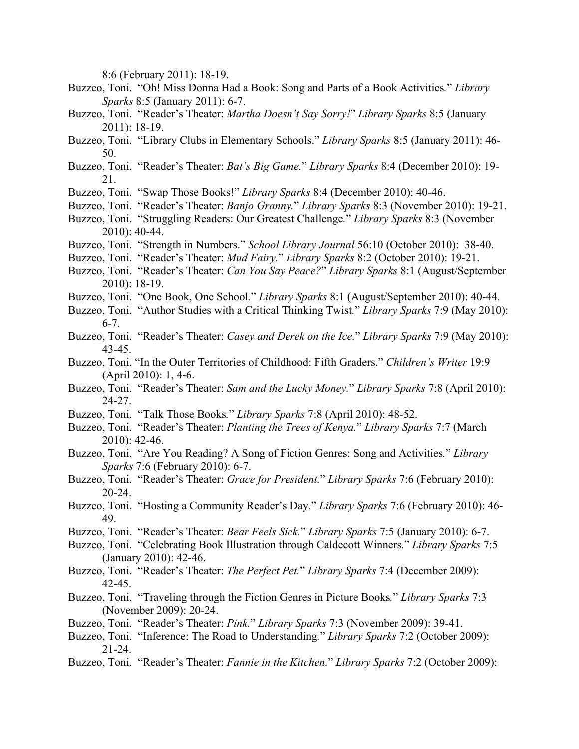8:6 (February 2011): 18-19.

Buzzeo, Toni. "Oh! Miss Donna Had a Book: Song and Parts of a Book Activities." *Library Sparks* 8:5 (January 2011): 6-7.

Buzzeo, Toni. "Reader's Theater: *Martha Doesn't Say Sorry!*" *Library Sparks* 8:5 (January 2011): 18-19.

Buzzeo, Toni. "Library Clubs in Elementary Schools." *Library Sparks* 8:5 (January 2011): 46-50.

Buzzeo, Toni. "Reader's Theater: *Bat's Big Game.*" *Library Sparks* 8:4 (December 2010): 19-21.

Buzzeo, Toni. "Swap Those Books!" *Library Sparks* 8:4 (December 2010): 40-46.

Buzzeo, Toni. "Reader's Theater: *Banjo Granny.*" *Library Sparks* 8:3 (November 2010): 19-21.

Buzzeo, Toni. "Struggling Readers: Our Greatest Challenge." *Library Sparks* 8:3 (November 2010): 40-44.

Buzzeo, Toni. "Strength in Numbers." *School Library Journal* 56:10 (October 2010): 38-40.

Buzzeo, Toni. "Reader's Theater: *Mud Fairy.*" *Library Sparks* 8:2 (October 2010): 19-21.

Buzzeo, Toni. "Reader's Theater: *Can You Say Peace?*" *Library Sparks* 8:1 (August/September 2010): 18-19.

Buzzeo, Toni. "One Book, One School." *Library Sparks* 8:1 (August/September 2010): 40-44.

Buzzeo, Toni. "Author Studies with a Critical Thinking Twist." *Library Sparks* 7:9 (May 2010): 6-7.

Buzzeo, Toni. "Reader's Theater: *Casey and Derek on the Ice.*" *Library Sparks* 7:9 (May 2010): 43-45.

Buzzeo, Toni. "In the Outer Territories of Childhood: Fifth Graders." *Children's Writer* 19:9 (April 2010): 1, 4-6.

Buzzeo, Toni. "Reader's Theater: *Sam and the Lucky Money.*" *Library Sparks* 7:8 (April 2010): 24-27.

Buzzeo, Toni. "Talk Those Books." *Library Sparks* 7:8 (April 2010): 48-52.

Buzzeo, Toni. "Reader's Theater: *Planting the Trees of Kenya.*" *Library Sparks* 7:7 (March 2010): 42-46.

Buzzeo, Toni. "Are You Reading? A Song of Fiction Genres: Song and Activities." *Library Sparks* 7:6 (February 2010): 6-7.

Buzzeo, Toni. "Reader's Theater: *Grace for President.*" *Library Sparks* 7:6 (February 2010): 20-24.

Buzzeo, Toni. "Hosting a Community Reader's Day." *Library Sparks* 7:6 (February 2010): 46-49.

Buzzeo, Toni. "Reader's Theater: *Bear Feels Sick.*" *Library Sparks* 7:5 (January 2010): 6-7.

Buzzeo, Toni. "Celebrating Book Illustration through Caldecott Winners." *Library Sparks* 7:5 (January 2010): 42-46.

Buzzeo, Toni. "Reader's Theater: *The Perfect Pet.*" *Library Sparks* 7:4 (December 2009): 42-45.

Buzzeo, Toni. "Traveling through the Fiction Genres in Picture Books." *Library Sparks* 7:3 (November 2009): 20-24.

Buzzeo, Toni. "Reader's Theater: *Pink.*" *Library Sparks* 7:3 (November 2009): 39-41.

Buzzeo, Toni. "Inference: The Road to Understanding." *Library Sparks* 7:2 (October 2009): 21-24.

Buzzeo, Toni. "Reader's Theater: *Fannie in the Kitchen.*" *Library Sparks* 7:2 (October 2009):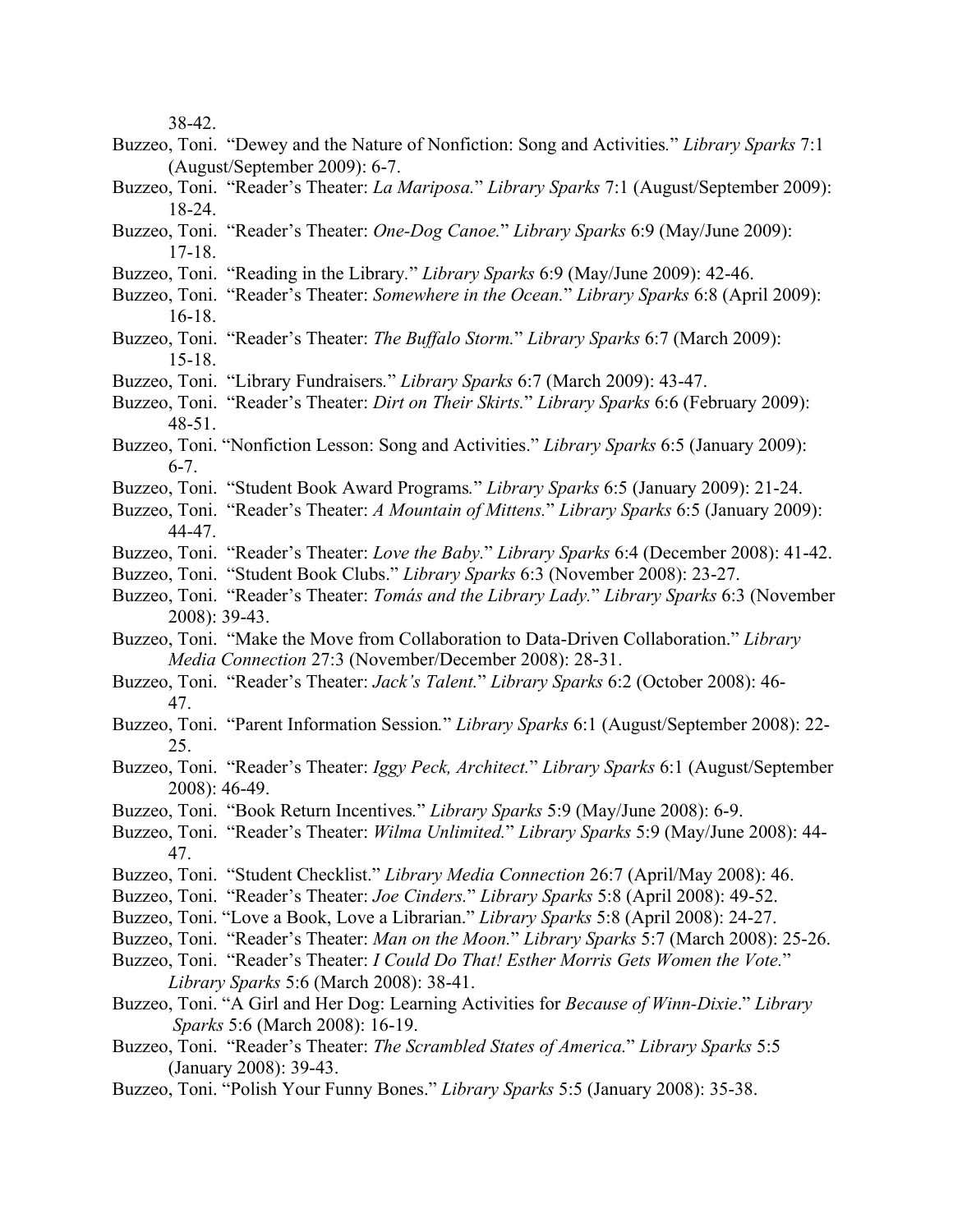38-42.

Buzzeo, Toni. "Dewey and the Nature of Nonfiction: Song and Activities." *Library Sparks* 7:1 (August/September 2009): 6-7.

Buzzeo, Toni. "Reader's Theater: *La Mariposa.*" *Library Sparks* 7:1 (August/September 2009): 18-24.

Buzzeo, Toni. "Reader's Theater: *One-Dog Canoe.*" *Library Sparks* 6:9 (May/June 2009): 17-18.

Buzzeo, Toni. "Reading in the Library." *Library Sparks* 6:9 (May/June 2009): 42-46.

Buzzeo, Toni. "Reader's Theater: *Somewhere in the Ocean.*" *Library Sparks* 6:8 (April 2009): 16-18.

Buzzeo, Toni. "Reader's Theater: *The Buffalo Storm.*" *Library Sparks* 6:7 (March 2009): 15-18.

Buzzeo, Toni. "Library Fundraisers." *Library Sparks* 6:7 (March 2009): 43-47.

Buzzeo, Toni. "Reader's Theater: *Dirt on Their Skirts.*" *Library Sparks* 6:6 (February 2009): 48-51.

Buzzeo, Toni. "Nonfiction Lesson: Song and Activities." *Library Sparks* 6:5 (January 2009): 6-7.

Buzzeo, Toni. "Student Book Award Programs." *Library Sparks* 6:5 (January 2009): 21-24.

Buzzeo, Toni. "Reader's Theater: *A Mountain of Mittens.*" *Library Sparks* 6:5 (January 2009): 44-47.

Buzzeo, Toni. "Reader's Theater: *Love the Baby.*" *Library Sparks* 6:4 (December 2008): 41-42.

Buzzeo, Toni. "Student Book Clubs." *Library Sparks* 6:3 (November 2008): 23-27.

Buzzeo, Toni. "Reader's Theater: *Tomás and the Library Lady.*" *Library Sparks* 6:3 (November 2008): 39-43.

Buzzeo, Toni. "Make the Move from Collaboration to Data-Driven Collaboration." *Library Media Connection* 27:3 (November/December 2008): 28-31.

Buzzeo, Toni. "Reader's Theater: *Jack's Talent.*" *Library Sparks* 6:2 (October 2008): 46-47.

Buzzeo, Toni. "Parent Information Session." *Library Sparks* 6:1 (August/September 2008): 22-25.

Buzzeo, Toni. "Reader's Theater: *Iggy Peck, Architect.*" *Library Sparks* 6:1 (August/September 2008): 46-49.

Buzzeo, Toni. "Book Return Incentives." *Library Sparks* 5:9 (May/June 2008): 6-9.

Buzzeo, Toni. "Reader's Theater: *Wilma Unlimited.*" *Library Sparks* 5:9 (May/June 2008): 44-47.

Buzzeo, Toni. "Student Checklist." *Library Media Connection* 26:7 (April/May 2008): 46.

Buzzeo, Toni. "Reader's Theater: *Joe Cinders.*" *Library Sparks* 5:8 (April 2008): 49-52.

Buzzeo, Toni. "Love a Book, Love a Librarian." *Library Sparks* 5:8 (April 2008): 24-27.

Buzzeo, Toni. "Reader's Theater: *Man on the Moon.*" *Library Sparks* 5:7 (March 2008): 25-26.

Buzzeo, Toni. "Reader's Theater: *I Could Do That! Esther Morris Gets Women the Vote.*" *Library Sparks* 5:6 (March 2008): 38-41.

Buzzeo, Toni. "A Girl and Her Dog: Learning Activities for *Because of Winn-Dixie*." *Library Sparks* 5:6 (March 2008): 16-19.

Buzzeo, Toni. "Reader's Theater: *The Scrambled States of America.*" *Library Sparks* 5:5 (January 2008): 39-43.

Buzzeo, Toni. "Polish Your Funny Bones." *Library Sparks* 5:5 (January 2008): 35-38.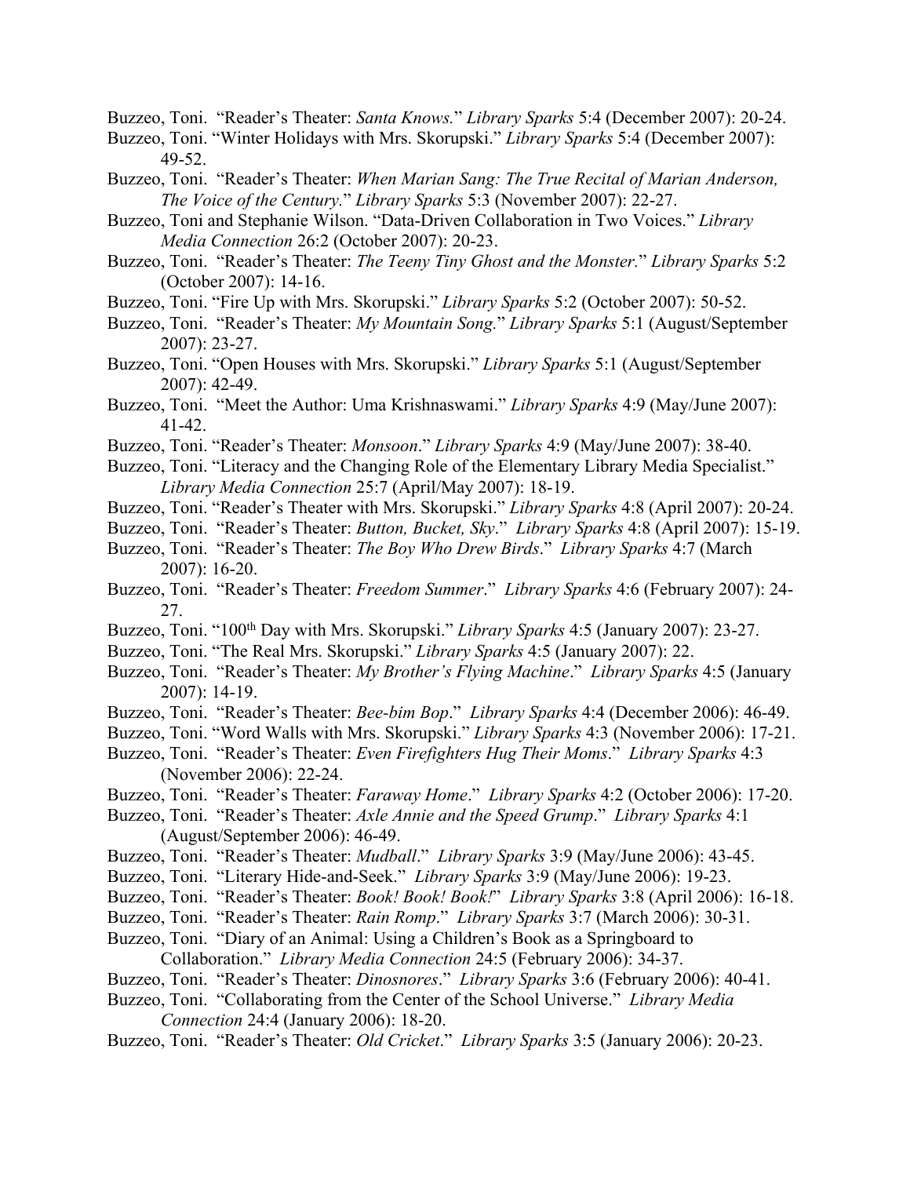Buzzeo, Toni. "Reader's Theater: *Santa Knows.*" *Library Sparks* 5:4 (December 2007): 20-24.

Buzzeo, Toni. "Winter Holidays with Mrs. Skorupski." *Library Sparks* 5:4 (December 2007): 49-52.

Buzzeo, Toni. "Reader's Theater: *When Marian Sang: The True Recital of Marian Anderson, The Voice of the Century.*" *Library Sparks* 5:3 (November 2007): 22-27.

Buzzeo, Toni and Stephanie Wilson. "Data-Driven Collaboration in Two Voices." *Library Media Connection* 26:2 (October 2007): 20-23.

Buzzeo, Toni. "Reader's Theater: *The Teeny Tiny Ghost and the Monster.*" *Library Sparks* 5:2 (October 2007): 14-16.

Buzzeo, Toni. "Fire Up with Mrs. Skorupski." *Library Sparks* 5:2 (October 2007): 50-52.

Buzzeo, Toni. "Reader's Theater: *My Mountain Song.*" *Library Sparks* 5:1 (August/September 2007): 23-27.

Buzzeo, Toni. "Open Houses with Mrs. Skorupski." *Library Sparks* 5:1 (August/September 2007): 42-49.

Buzzeo, Toni. "Meet the Author: Uma Krishnaswami." *Library Sparks* 4:9 (May/June 2007): 41-42.

Buzzeo, Toni. "Reader's Theater: *Monsoon*." *Library Sparks* 4:9 (May/June 2007): 38-40.

Buzzeo, Toni. "Literacy and the Changing Role of the Elementary Library Media Specialist." *Library Media Connection* 25:7 (April/May 2007): 18-19.

Buzzeo, Toni. "Reader's Theater with Mrs. Skorupski." *Library Sparks* 4:8 (April 2007): 20-24.

Buzzeo, Toni. "Reader's Theater: *Button, Bucket, Sky*." *Library Sparks* 4:8 (April 2007): 15-19.

Buzzeo, Toni. "Reader's Theater: *The Boy Who Drew Birds*." *Library Sparks* 4:7 (March 2007): 16-20.

Buzzeo, Toni. "Reader's Theater: *Freedom Summer*." *Library Sparks* 4:6 (February 2007): 24-27.

Buzzeo, Toni. "100th Day with Mrs. Skorupski." *Library Sparks* 4:5 (January 2007): 23-27.

Buzzeo, Toni. "The Real Mrs. Skorupski." *Library Sparks* 4:5 (January 2007): 22.

Buzzeo, Toni. "Reader's Theater: *My Brother's Flying Machine*." *Library Sparks* 4:5 (January 2007): 14-19.

Buzzeo, Toni. "Reader's Theater: *Bee-bim Bop*." *Library Sparks* 4:4 (December 2006): 46-49.

Buzzeo, Toni. "Word Walls with Mrs. Skorupski." *Library Sparks* 4:3 (November 2006): 17-21.

Buzzeo, Toni. "Reader's Theater: *Even Firefighters Hug Their Moms*." *Library Sparks* 4:3 (November 2006): 22-24.

Buzzeo, Toni. "Reader's Theater: *Faraway Home*." *Library Sparks* 4:2 (October 2006): 17-20.

Buzzeo, Toni. "Reader's Theater: *Axle Annie and the Speed Grump*." *Library Sparks* 4:1 (August/September 2006): 46-49.

Buzzeo, Toni. "Reader's Theater: *Mudball*." *Library Sparks* 3:9 (May/June 2006): 43-45.

Buzzeo, Toni. "Literary Hide-and-Seek." *Library Sparks* 3:9 (May/June 2006): 19-23.

Buzzeo, Toni. "Reader's Theater: *Book! Book! Book!*" *Library Sparks* 3:8 (April 2006): 16-18.

Buzzeo, Toni. "Reader's Theater: *Rain Romp*." *Library Sparks* 3:7 (March 2006): 30-31.

Buzzeo, Toni. "Diary of an Animal: Using a Children's Book as a Springboard to Collaboration." *Library Media Connection* 24:5 (February 2006): 34-37.

Buzzeo, Toni. "Reader's Theater: *Dinosnores*." *Library Sparks* 3:6 (February 2006): 40-41.

Buzzeo, Toni. "Collaborating from the Center of the School Universe." *Library Media Connection* 24:4 (January 2006): 18-20.

Buzzeo, Toni. "Reader's Theater: *Old Cricket*." *Library Sparks* 3:5 (January 2006): 20-23.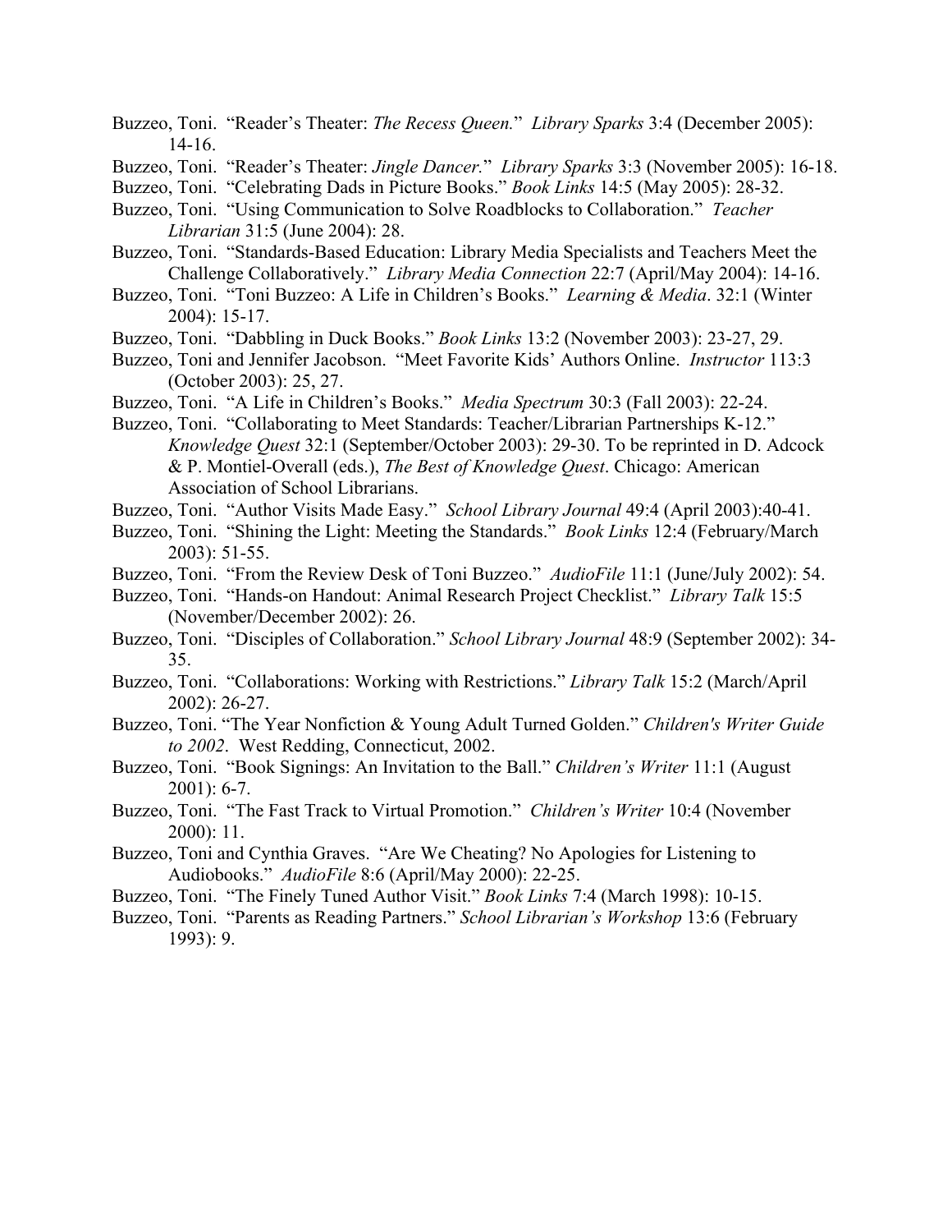Buzzeo, Toni. "Reader's Theater: *The Recess Queen.*" *Library Sparks* 3:4 (December 2005): 14-16.

Buzzeo, Toni. "Reader's Theater: *Jingle Dancer.*" *Library Sparks* 3:3 (November 2005): 16-18.

Buzzeo, Toni. "Celebrating Dads in Picture Books." *Book Links* 14:5 (May 2005): 28-32.

Buzzeo, Toni. "Using Communication to Solve Roadblocks to Collaboration." *Teacher Librarian* 31:5 (June 2004): 28.

Buzzeo, Toni. "Standards-Based Education: Library Media Specialists and Teachers Meet the Challenge Collaboratively." *Library Media Connection* 22:7 (April/May 2004): 14-16.

Buzzeo, Toni. "Toni Buzzeo: A Life in Children's Books." *Learning & Media*. 32:1 (Winter 2004): 15-17.

Buzzeo, Toni. "Dabbling in Duck Books." *Book Links* 13:2 (November 2003): 23-27, 29.

Buzzeo, Toni and Jennifer Jacobson. "Meet Favorite Kids' Authors Online. *Instructor* 113:3 (October 2003): 25, 27.

Buzzeo, Toni. "A Life in Children's Books." *Media Spectrum* 30:3 (Fall 2003): 22-24.

Buzzeo, Toni. "Collaborating to Meet Standards: Teacher/Librarian Partnerships K-12." *Knowledge Quest* 32:1 (September/October 2003): 29-30. To be reprinted in D. Adcock & P. Montiel-Overall (eds.), *The Best of Knowledge Quest*. Chicago: American Association of School Librarians.

Buzzeo, Toni. "Author Visits Made Easy." *School Library Journal* 49:4 (April 2003):40-41.

Buzzeo, Toni. "Shining the Light: Meeting the Standards." *Book Links* 12:4 (February/March 2003): 51-55.

Buzzeo, Toni. "From the Review Desk of Toni Buzzeo." *AudioFile* 11:1 (June/July 2002): 54.

Buzzeo, Toni. "Hands-on Handout: Animal Research Project Checklist." *Library Talk* 15:5 (November/December 2002): 26.

Buzzeo, Toni. "Disciples of Collaboration." *School Library Journal* 48:9 (September 2002): 34-35.

Buzzeo, Toni. "Collaborations: Working with Restrictions." *Library Talk* 15:2 (March/April 2002): 26-27.

Buzzeo, Toni. "The Year Nonfiction & Young Adult Turned Golden." *Children's Writer Guide to 2002*. West Redding, Connecticut, 2002.

Buzzeo, Toni. "Book Signings: An Invitation to the Ball." *Children's Writer* 11:1 (August 2001): 6-7.

Buzzeo, Toni. "The Fast Track to Virtual Promotion." *Children's Writer* 10:4 (November 2000): 11.

Buzzeo, Toni and Cynthia Graves. "Are We Cheating? No Apologies for Listening to Audiobooks." *AudioFile* 8:6 (April/May 2000): 22-25.

Buzzeo, Toni. "The Finely Tuned Author Visit." *Book Links* 7:4 (March 1998): 10-15.

Buzzeo, Toni. "Parents as Reading Partners." *School Librarian's Workshop* 13:6 (February 1993): 9.